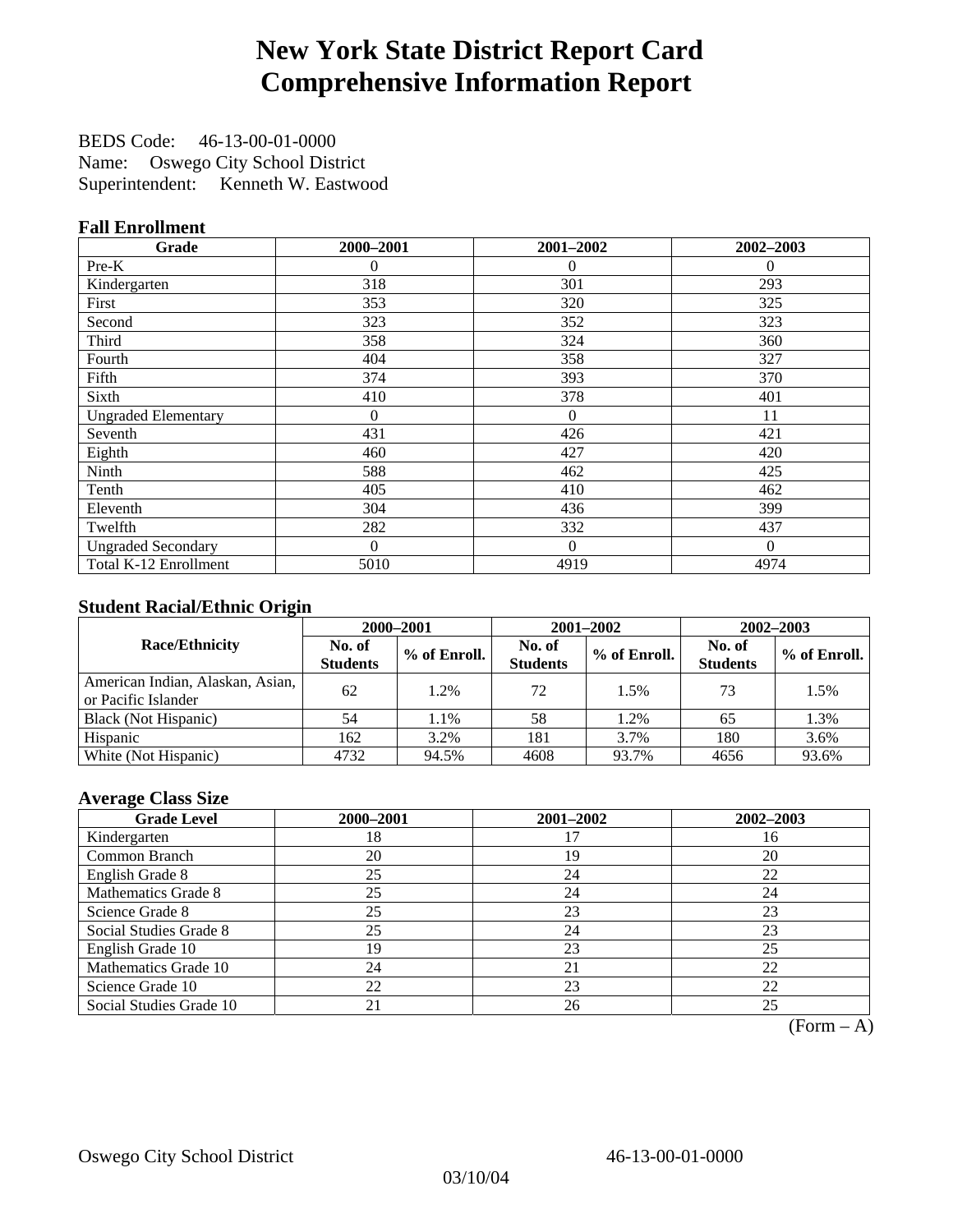# New York State District Report Card
# Comprehensive Information Report

BEDS Code: 46-13-00-01-0000
Name: Oswego City School District
Superintendent: Kenneth W. Eastwood

### Fall Enrollment

| Grade | 2000–2001 | 2001–2002 | 2002–2003 |
|---|---|---|---|
| Pre-K | 0 | 0 | 0 |
| Kindergarten | 318 | 301 | 293 |
| First | 353 | 320 | 325 |
| Second | 323 | 352 | 323 |
| Third | 358 | 324 | 360 |
| Fourth | 404 | 358 | 327 |
| Fifth | 374 | 393 | 370 |
| Sixth | 410 | 378 | 401 |
| Ungraded Elementary | 0 | 0 | 11 |
| Seventh | 431 | 426 | 421 |
| Eighth | 460 | 427 | 420 |
| Ninth | 588 | 462 | 425 |
| Tenth | 405 | 410 | 462 |
| Eleventh | 304 | 436 | 399 |
| Twelfth | 282 | 332 | 437 |
| Ungraded Secondary | 0 | 0 | 0 |
| Total K-12 Enrollment | 5010 | 4919 | 4974 |

### Student Racial/Ethnic Origin

| Race/Ethnicity | 2000–2001 | | 2001–2002 | | 2002–2003 | |
|---|---|---|---|---|---|---|
| | No. of Students | % of Enroll. | No. of Students | % of Enroll. | No. of Students | % of Enroll. |
| American Indian, Alaskan, Asian, or Pacific Islander | 62 | 1.2% | 72 | 1.5% | 73 | 1.5% |
| Black (Not Hispanic) | 54 | 1.1% | 58 | 1.2% | 65 | 1.3% |
| Hispanic | 162 | 3.2% | 181 | 3.7% | 180 | 3.6% |
| White (Not Hispanic) | 4732 | 94.5% | 4608 | 93.7% | 4656 | 93.6% |

### Average Class Size

| Grade Level | 2000–2001 | 2001–2002 | 2002–2003 |
|---|---|---|---|
| Kindergarten | 18 | 17 | 16 |
| Common Branch | 20 | 19 | 20 |
| English Grade 8 | 25 | 24 | 22 |
| Mathematics Grade 8 | 25 | 24 | 24 |
| Science Grade 8 | 25 | 23 | 23 |
| Social Studies Grade 8 | 25 | 24 | 23 |
| English Grade 10 | 19 | 23 | 25 |
| Mathematics Grade 10 | 24 | 21 | 22 |
| Science Grade 10 | 22 | 23 | 22 |
| Social Studies Grade 10 | 21 | 26 | 25 |

(Form – A)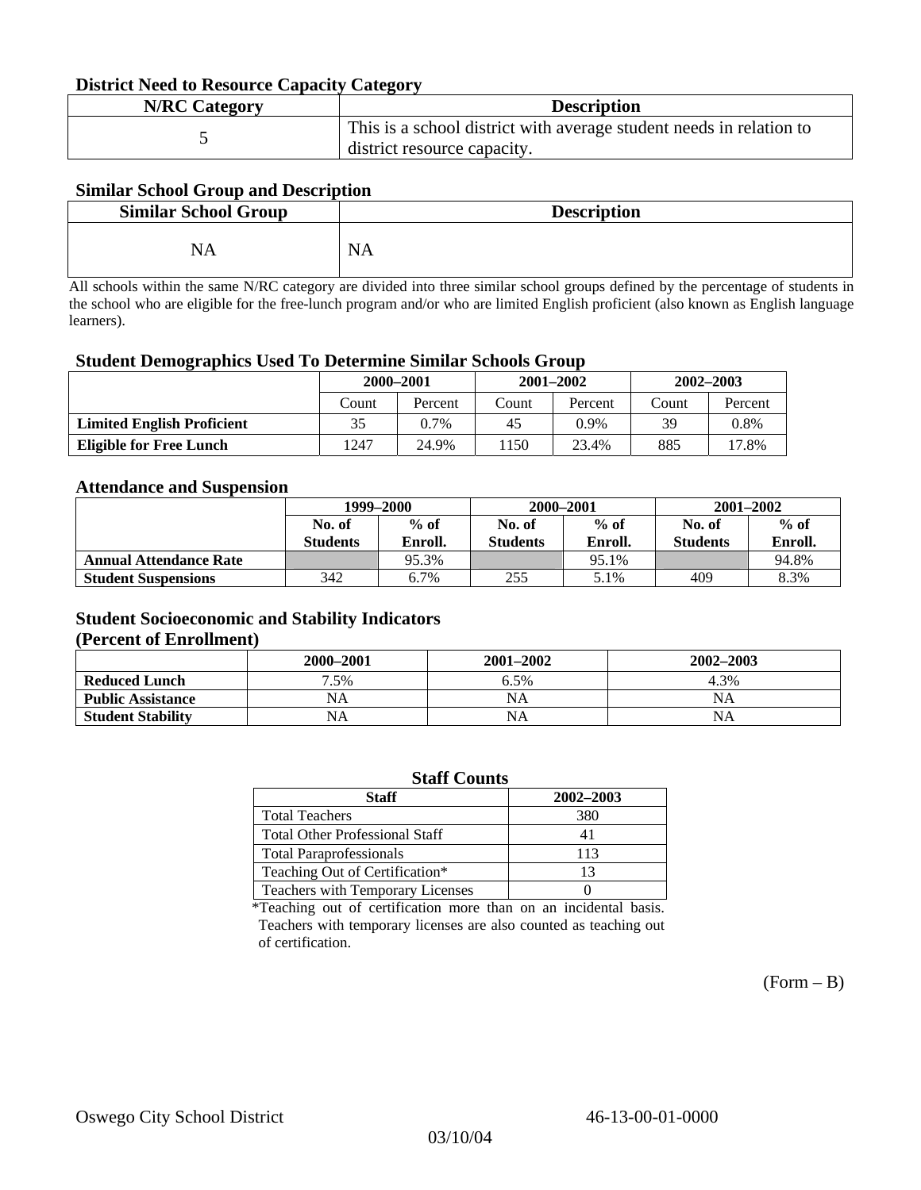### District Need to Resource Capacity Category

| N/RC Category | Description |
|---|---|
| 5 | This is a school district with average student needs in relation to district resource capacity. |

### Similar School Group and Description

| Similar School Group | Description |
|---|---|
| NA | NA |

All schools within the same N/RC category are divided into three similar school groups defined by the percentage of students in the school who are eligible for the free-lunch program and/or who are limited English proficient (also known as English language learners).

### Student Demographics Used To Determine Similar Schools Group

| | 2000–2001 | | 2001–2002 | | 2002–2003 | |
|---|---|---|---|---|---|---|
| | Count | Percent | Count | Percent | Count | Percent |
| **Limited English Proficient** | 35 | 0.7% | 45 | 0.9% | 39 | 0.8% |
| **Eligible for Free Lunch** | 1247 | 24.9% | 1150 | 23.4% | 885 | 17.8% |

### Attendance and Suspension

| | 1999–2000 | | 2000–2001 | | 2001–2002 | |
|---|---|---|---|---|---|---|
| | No. of Students | % of Enroll. | No. of Students | % of Enroll. | No. of Students | % of Enroll. |
| **Annual Attendance Rate** | | 95.3% | | 95.1% | | 94.8% |
| **Student Suspensions** | 342 | 6.7% | 255 | 5.1% | 409 | 8.3% |

### Student Socioeconomic and Stability Indicators (Percent of Enrollment)

| | 2000–2001 | 2001–2002 | 2002–2003 |
|---|---|---|---|
| **Reduced Lunch** | 7.5% | 6.5% | 4.3% |
| **Public Assistance** | NA | NA | NA |
| **Student Stability** | NA | NA | NA |

### Staff Counts

| Staff | 2002–2003 |
|---|---|
| Total Teachers | 380 |
| Total Other Professional Staff | 41 |
| Total Paraprofessionals | 113 |
| Teaching Out of Certification* | 13 |
| Teachers with Temporary Licenses | 0 |

*Teaching out of certification more than on an incidental basis. Teachers with temporary licenses are also counted as teaching out of certification.

(Form – B)

Oswego City School District 46-13-00-01-0000

03/10/04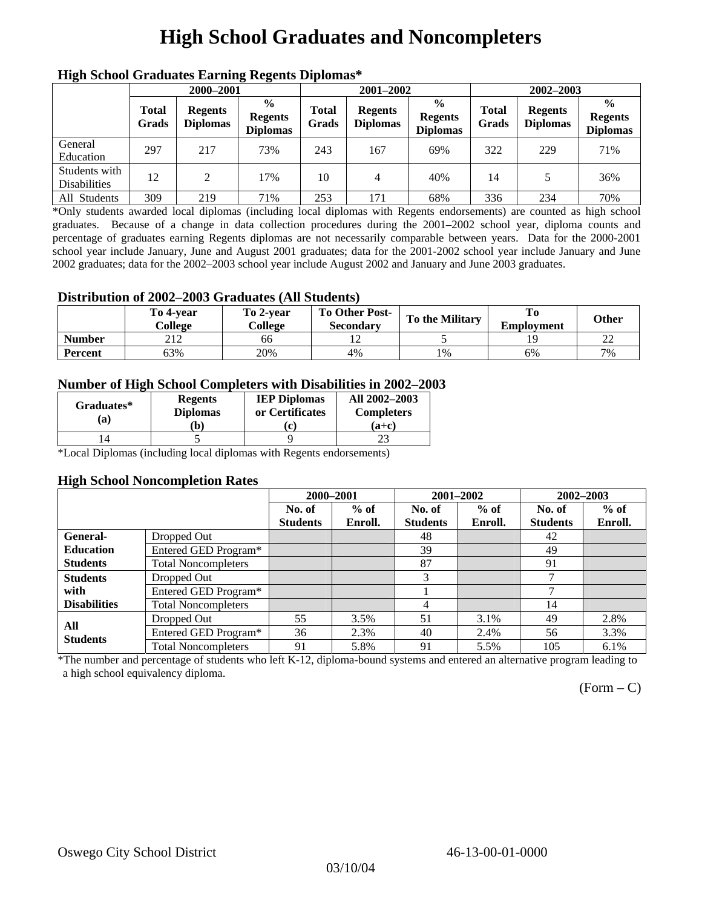# High School Graduates and Noncompleters

### High School Graduates Earning Regents Diplomas*

| | 2000–2001 | | | 2001–2002 | | | 2002–2003 | | |
|---|---|---|---|---|---|---|---|---|---|
| | Total Grads | Regents Diplomas | % Regents Diplomas | Total Grads | Regents Diplomas | % Regents Diplomas | Total Grads | Regents Diplomas | % Regents Diplomas |
| General Education | 297 | 217 | 73% | 243 | 167 | 69% | 322 | 229 | 71% |
| Students with Disabilities | 12 | 2 | 17% | 10 | 4 | 40% | 14 | 5 | 36% |
| All Students | 309 | 219 | 71% | 253 | 171 | 68% | 336 | 234 | 70% |

*Only students awarded local diplomas (including local diplomas with Regents endorsements) are counted as high school graduates. Because of a change in data collection procedures during the 2001–2002 school year, diploma counts and percentage of graduates earning Regents diplomas are not necessarily comparable between years. Data for the 2000-2001 school year include January, June and August 2001 graduates; data for the 2001-2002 school year include January and June 2002 graduates; data for the 2002–2003 school year include August 2002 and January and June 2003 graduates.

### Distribution of 2002–2003 Graduates (All Students)

| | To 4-year College | To 2-year College | To Other Post-Secondary | To the Military | To Employment | Other |
|---|---|---|---|---|---|---|
| **Number** | 212 | 66 | 12 | 5 | 19 | 22 |
| **Percent** | 63% | 20% | 4% | 1% | 6% | 7% |

### Number of High School Completers with Disabilities in 2002–2003

| Graduates* (a) | Regents Diplomas (b) | IEP Diplomas or Certificates (c) | All 2002–2003 Completers (a+c) |
|---|---|---|---|
| 14 | 5 | 9 | 23 |

*Local Diplomas (including local diplomas with Regents endorsements)

### High School Noncompletion Rates

| | | 2000–2001 | | 2001–2002 | | 2002–2003 | |
|---|---|---|---|---|---|---|---|
| | | No. of Students | % of Enroll. | No. of Students | % of Enroll. | No. of Students | % of Enroll. |
| **General-Education Students** | Dropped Out | | | 48 | | 42 | |
| | Entered GED Program* | | | 39 | | 49 | |
| | Total Noncompleters | | | 87 | | 91 | |
| **Students with Disabilities** | Dropped Out | | | 3 | | 7 | |
| | Entered GED Program* | | | 1 | | 7 | |
| | Total Noncompleters | | | 4 | | 14 | |
| **All Students** | Dropped Out | 55 | 3.5% | 51 | 3.1% | 49 | 2.8% |
| | Entered GED Program* | 36 | 2.3% | 40 | 2.4% | 56 | 3.3% |
| | Total Noncompleters | 91 | 5.8% | 91 | 5.5% | 105 | 6.1% |

*The number and percentage of students who left K-12, diploma-bound systems and entered an alternative program leading to a high school equivalency diploma.

(Form – C)

Oswego City School District 46-13-00-01-0000

03/10/04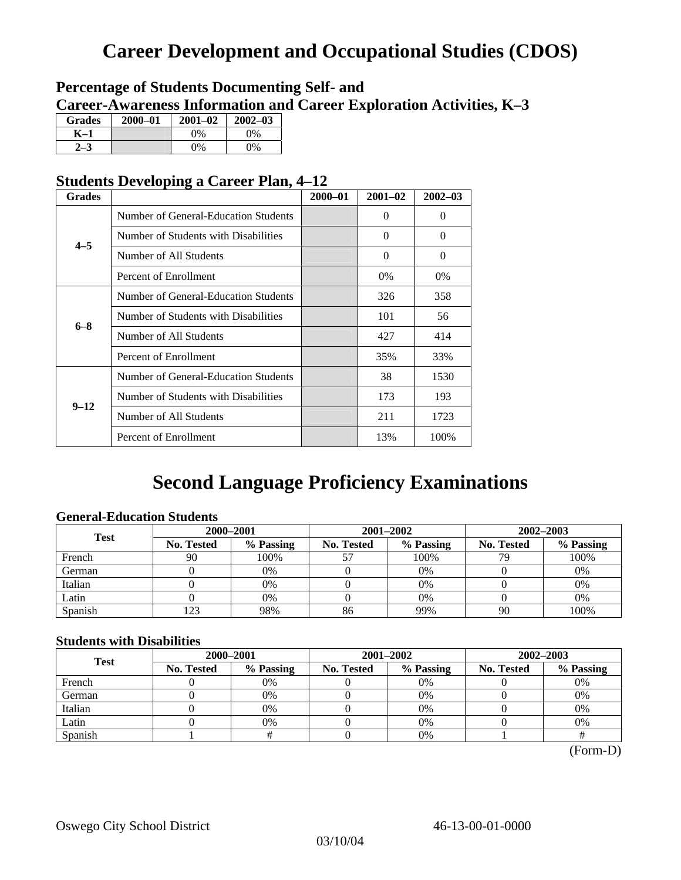# Career Development and Occupational Studies (CDOS)

## Percentage of Students Documenting Self- and Career-Awareness Information and Career Exploration Activities, K–3

| Grades | 2000–01 | 2001–02 | 2002–03 |
|---|---|---|---|
| K–1 | | 0% | 0% |
| 2–3 | | 0% | 0% |

## Students Developing a Career Plan, 4–12

| Grades | | 2000–01 | 2001–02 | 2002–03 |
|---|---|---|---|---|
| 4–5 | Number of General-Education Students | | 0 | 0 |
| | Number of Students with Disabilities | | 0 | 0 |
| | Number of All Students | | 0 | 0 |
| | Percent of Enrollment | | 0% | 0% |
| 6–8 | Number of General-Education Students | | 326 | 358 |
| | Number of Students with Disabilities | | 101 | 56 |
| | Number of All Students | | 427 | 414 |
| | Percent of Enrollment | | 35% | 33% |
| 9–12 | Number of General-Education Students | | 38 | 1530 |
| | Number of Students with Disabilities | | 173 | 193 |
| | Number of All Students | | 211 | 1723 |
| | Percent of Enrollment | | 13% | 100% |

# Second Language Proficiency Examinations

### General-Education Students

| Test | 2000–2001 | | 2001–2002 | | 2002–2003 | |
|---|---|---|---|---|---|---|
| | No. Tested | % Passing | No. Tested | % Passing | No. Tested | % Passing |
| French | 90 | 100% | 57 | 100% | 79 | 100% |
| German | 0 | 0% | 0 | 0% | 0 | 0% |
| Italian | 0 | 0% | 0 | 0% | 0 | 0% |
| Latin | 0 | 0% | 0 | 0% | 0 | 0% |
| Spanish | 123 | 98% | 86 | 99% | 90 | 100% |

### Students with Disabilities

| Test | 2000–2001 | | 2001–2002 | | 2002–2003 | |
|---|---|---|---|---|---|---|
| | No. Tested | % Passing | No. Tested | % Passing | No. Tested | % Passing |
| French | 0 | 0% | 0 | 0% | 0 | 0% |
| German | 0 | 0% | 0 | 0% | 0 | 0% |
| Italian | 0 | 0% | 0 | 0% | 0 | 0% |
| Latin | 0 | 0% | 0 | 0% | 0 | 0% |
| Spanish | 1 | # | 0 | 0% | 1 | # |

(Form-D)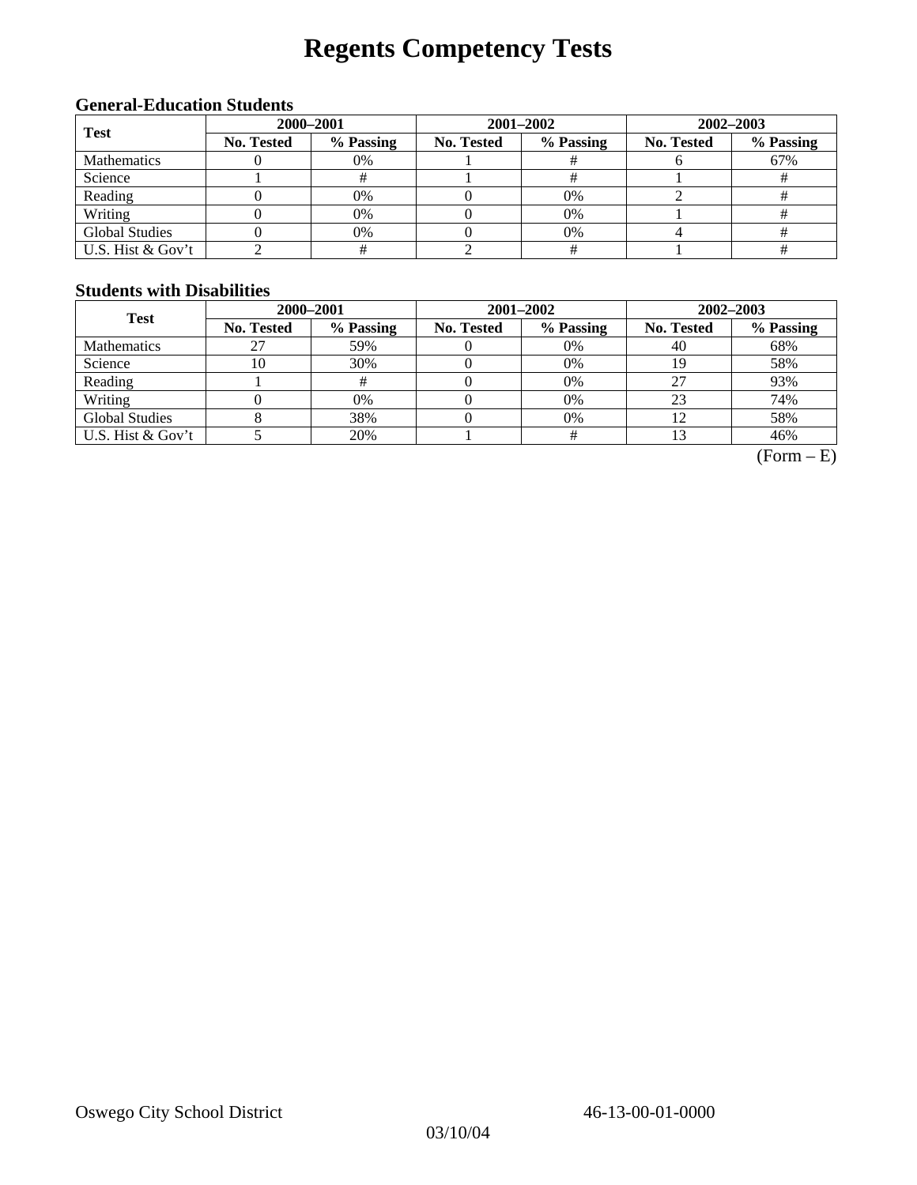# Regents Competency Tests

### General-Education Students

| Test | 2000–2001 | | 2001–2002 | | 2002–2003 | |
|---|---|---|---|---|---|---|
| | No. Tested | % Passing | No. Tested | % Passing | No. Tested | % Passing |
| Mathematics | 0 | 0% | 1 | # | 6 | 67% |
| Science | 1 | # | 1 | # | 1 | # |
| Reading | 0 | 0% | 0 | 0% | 2 | # |
| Writing | 0 | 0% | 0 | 0% | 1 | # |
| Global Studies | 0 | 0% | 0 | 0% | 4 | # |
| U.S. Hist & Gov't | 2 | # | 2 | # | 1 | # |

### Students with Disabilities

| Test | 2000–2001 | | 2001–2002 | | 2002–2003 | |
|---|---|---|---|---|---|---|
| | No. Tested | % Passing | No. Tested | % Passing | No. Tested | % Passing |
| Mathematics | 27 | 59% | 0 | 0% | 40 | 68% |
| Science | 10 | 30% | 0 | 0% | 19 | 58% |
| Reading | 1 | # | 0 | 0% | 27 | 93% |
| Writing | 0 | 0% | 0 | 0% | 23 | 74% |
| Global Studies | 8 | 38% | 0 | 0% | 12 | 58% |
| U.S. Hist & Gov't | 5 | 20% | 1 | # | 13 | 46% |

(Form – E)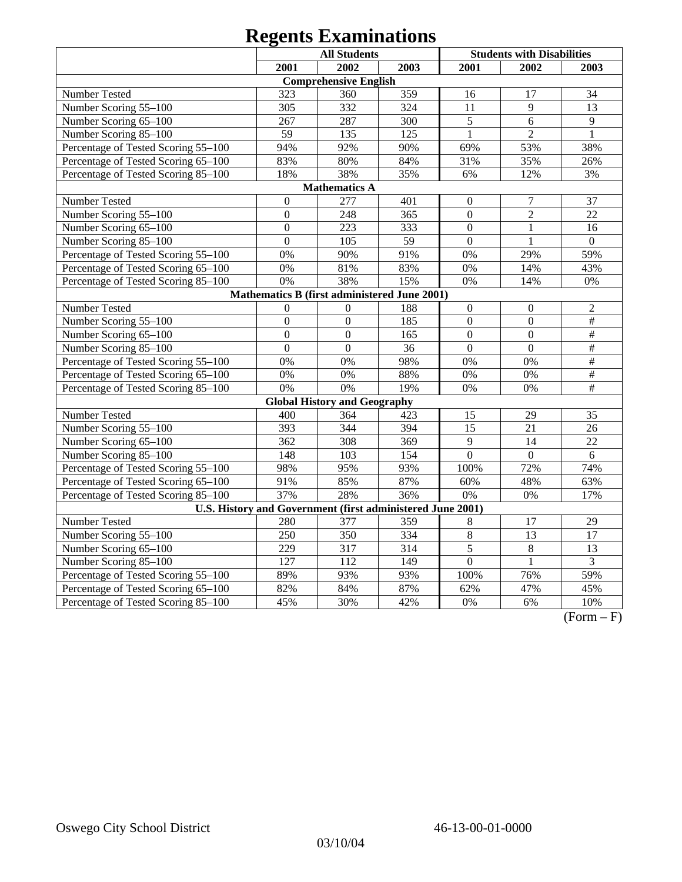# Regents Examinations

| | All Students | | | Students with Disabilities | | |
|---|---|---|---|---|---|---|
| | 2001 | 2002 | 2003 | 2001 | 2002 | 2003 |
| **Comprehensive English** | | | | | | |
| Number Tested | 323 | 360 | 359 | 16 | 17 | 34 |
| Number Scoring 55–100 | 305 | 332 | 324 | 11 | 9 | 13 |
| Number Scoring 65–100 | 267 | 287 | 300 | 5 | 6 | 9 |
| Number Scoring 85–100 | 59 | 135 | 125 | 1 | 2 | 1 |
| Percentage of Tested Scoring 55–100 | 94% | 92% | 90% | 69% | 53% | 38% |
| Percentage of Tested Scoring 65–100 | 83% | 80% | 84% | 31% | 35% | 26% |
| Percentage of Tested Scoring 85–100 | 18% | 38% | 35% | 6% | 12% | 3% |
| **Mathematics A** | | | | | | |
| Number Tested | 0 | 277 | 401 | 0 | 7 | 37 |
| Number Scoring 55–100 | 0 | 248 | 365 | 0 | 2 | 22 |
| Number Scoring 65–100 | 0 | 223 | 333 | 0 | 1 | 16 |
| Number Scoring 85–100 | 0 | 105 | 59 | 0 | 1 | 0 |
| Percentage of Tested Scoring 55–100 | 0% | 90% | 91% | 0% | 29% | 59% |
| Percentage of Tested Scoring 65–100 | 0% | 81% | 83% | 0% | 14% | 43% |
| Percentage of Tested Scoring 85–100 | 0% | 38% | 15% | 0% | 14% | 0% |
| **Mathematics B (first administered June 2001)** | | | | | | |
| Number Tested | 0 | 0 | 188 | 0 | 0 | 2 |
| Number Scoring 55–100 | 0 | 0 | 185 | 0 | 0 | # |
| Number Scoring 65–100 | 0 | 0 | 165 | 0 | 0 | # |
| Number Scoring 85–100 | 0 | 0 | 36 | 0 | 0 | # |
| Percentage of Tested Scoring 55–100 | 0% | 0% | 98% | 0% | 0% | # |
| Percentage of Tested Scoring 65–100 | 0% | 0% | 88% | 0% | 0% | # |
| Percentage of Tested Scoring 85–100 | 0% | 0% | 19% | 0% | 0% | # |
| **Global History and Geography** | | | | | | |
| Number Tested | 400 | 364 | 423 | 15 | 29 | 35 |
| Number Scoring 55–100 | 393 | 344 | 394 | 15 | 21 | 26 |
| Number Scoring 65–100 | 362 | 308 | 369 | 9 | 14 | 22 |
| Number Scoring 85–100 | 148 | 103 | 154 | 0 | 0 | 6 |
| Percentage of Tested Scoring 55–100 | 98% | 95% | 93% | 100% | 72% | 74% |
| Percentage of Tested Scoring 65–100 | 91% | 85% | 87% | 60% | 48% | 63% |
| Percentage of Tested Scoring 85–100 | 37% | 28% | 36% | 0% | 0% | 17% |
| **U.S. History and Government (first administered June 2001)** | | | | | | |
| Number Tested | 280 | 377 | 359 | 8 | 17 | 29 |
| Number Scoring 55–100 | 250 | 350 | 334 | 8 | 13 | 17 |
| Number Scoring 65–100 | 229 | 317 | 314 | 5 | 8 | 13 |
| Number Scoring 85–100 | 127 | 112 | 149 | 0 | 1 | 3 |
| Percentage of Tested Scoring 55–100 | 89% | 93% | 93% | 100% | 76% | 59% |
| Percentage of Tested Scoring 65–100 | 82% | 84% | 87% | 62% | 47% | 45% |
| Percentage of Tested Scoring 85–100 | 45% | 30% | 42% | 0% | 6% | 10% |

(Form – F)

Oswego City School District 46-13-00-01-0000

03/10/04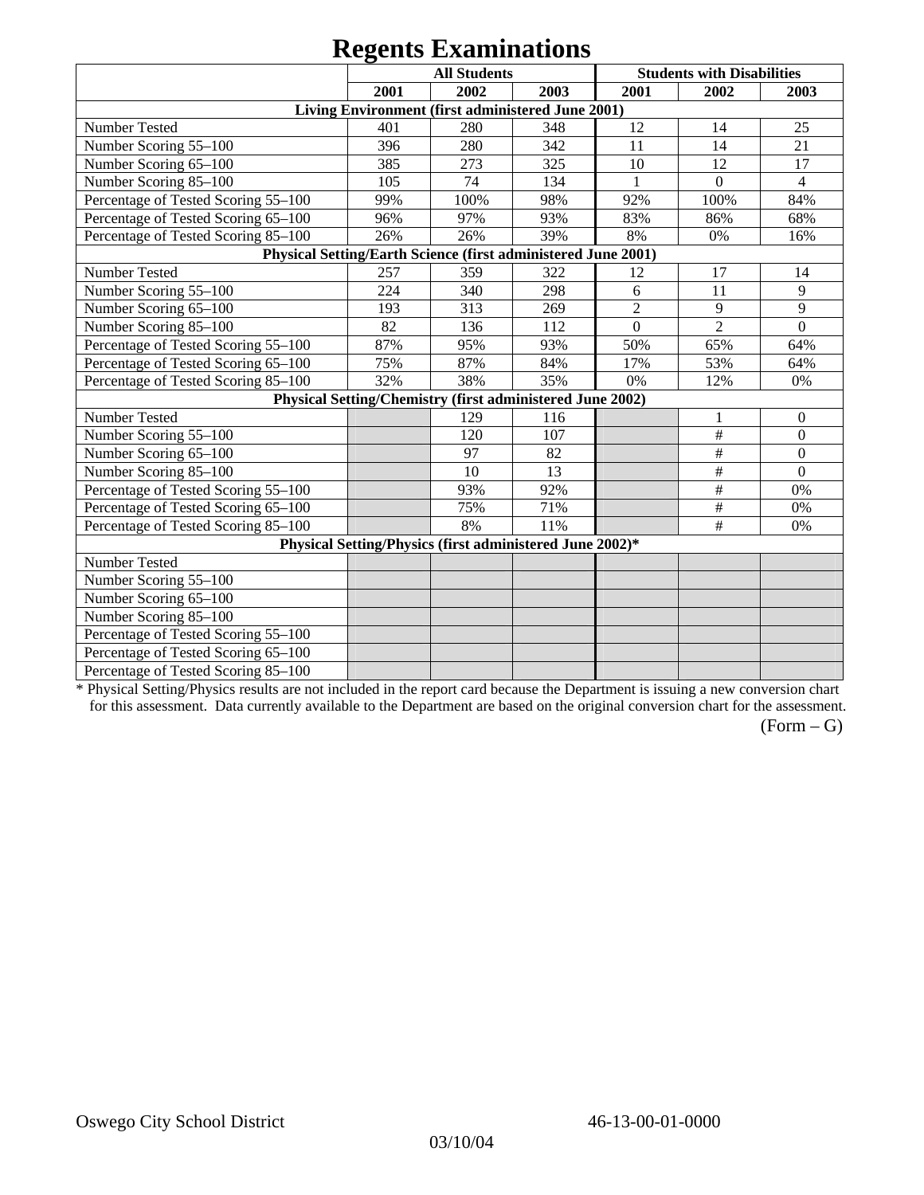# Regents Examinations

| | All Students | | | Students with Disabilities | | |
|---|---|---|---|---|---|---|
| | 2001 | 2002 | 2003 | 2001 | 2002 | 2003 |
| **Living Environment (first administered June 2001)** | | | | | | |
| Number Tested | 401 | 280 | 348 | 12 | 14 | 25 |
| Number Scoring 55–100 | 396 | 280 | 342 | 11 | 14 | 21 |
| Number Scoring 65–100 | 385 | 273 | 325 | 10 | 12 | 17 |
| Number Scoring 85–100 | 105 | 74 | 134 | 1 | 0 | 4 |
| Percentage of Tested Scoring 55–100 | 99% | 100% | 98% | 92% | 100% | 84% |
| Percentage of Tested Scoring 65–100 | 96% | 97% | 93% | 83% | 86% | 68% |
| Percentage of Tested Scoring 85–100 | 26% | 26% | 39% | 8% | 0% | 16% |
| **Physical Setting/Earth Science (first administered June 2001)** | | | | | | |
| Number Tested | 257 | 359 | 322 | 12 | 17 | 14 |
| Number Scoring 55–100 | 224 | 340 | 298 | 6 | 11 | 9 |
| Number Scoring 65–100 | 193 | 313 | 269 | 2 | 9 | 9 |
| Number Scoring 85–100 | 82 | 136 | 112 | 0 | 2 | 0 |
| Percentage of Tested Scoring 55–100 | 87% | 95% | 93% | 50% | 65% | 64% |
| Percentage of Tested Scoring 65–100 | 75% | 87% | 84% | 17% | 53% | 64% |
| Percentage of Tested Scoring 85–100 | 32% | 38% | 35% | 0% | 12% | 0% |
| **Physical Setting/Chemistry (first administered June 2002)** | | | | | | |
| Number Tested | | 129 | 116 | | 1 | 0 |
| Number Scoring 55–100 | | 120 | 107 | | # | 0 |
| Number Scoring 65–100 | | 97 | 82 | | # | 0 |
| Number Scoring 85–100 | | 10 | 13 | | # | 0 |
| Percentage of Tested Scoring 55–100 | | 93% | 92% | | # | 0% |
| Percentage of Tested Scoring 65–100 | | 75% | 71% | | # | 0% |
| Percentage of Tested Scoring 85–100 | | 8% | 11% | | # | 0% |
| **Physical Setting/Physics (first administered June 2002)*** | | | | | | |
| Number Tested | | | | | | |
| Number Scoring 55–100 | | | | | | |
| Number Scoring 65–100 | | | | | | |
| Number Scoring 85–100 | | | | | | |
| Percentage of Tested Scoring 55–100 | | | | | | |
| Percentage of Tested Scoring 65–100 | | | | | | |
| Percentage of Tested Scoring 85–100 | | | | | | |

\* Physical Setting/Physics results are not included in the report card because the Department is issuing a new conversion chart for this assessment. Data currently available to the Department are based on the original conversion chart for the assessment.

(Form – G)

Oswego City School District 46-13-00-01-0000

03/10/04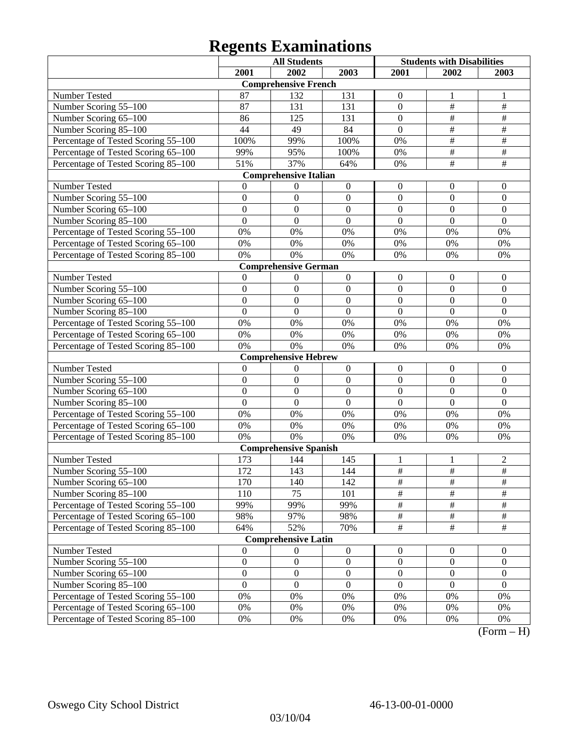# Regents Examinations

| | All Students | | | Students with Disabilities | | |
|---|---|---|---|---|---|---|
| | 2001 | 2002 | 2003 | 2001 | 2002 | 2003 |
| **Comprehensive French** | | | | | | |
| Number Tested | 87 | 132 | 131 | 0 | 1 | 1 |
| Number Scoring 55–100 | 87 | 131 | 131 | 0 | # | # |
| Number Scoring 65–100 | 86 | 125 | 131 | 0 | # | # |
| Number Scoring 85–100 | 44 | 49 | 84 | 0 | # | # |
| Percentage of Tested Scoring 55–100 | 100% | 99% | 100% | 0% | # | # |
| Percentage of Tested Scoring 65–100 | 99% | 95% | 100% | 0% | # | # |
| Percentage of Tested Scoring 85–100 | 51% | 37% | 64% | 0% | # | # |
| **Comprehensive Italian** | | | | | | |
| Number Tested | 0 | 0 | 0 | 0 | 0 | 0 |
| Number Scoring 55–100 | 0 | 0 | 0 | 0 | 0 | 0 |
| Number Scoring 65–100 | 0 | 0 | 0 | 0 | 0 | 0 |
| Number Scoring 85–100 | 0 | 0 | 0 | 0 | 0 | 0 |
| Percentage of Tested Scoring 55–100 | 0% | 0% | 0% | 0% | 0% | 0% |
| Percentage of Tested Scoring 65–100 | 0% | 0% | 0% | 0% | 0% | 0% |
| Percentage of Tested Scoring 85–100 | 0% | 0% | 0% | 0% | 0% | 0% |
| **Comprehensive German** | | | | | | |
| Number Tested | 0 | 0 | 0 | 0 | 0 | 0 |
| Number Scoring 55–100 | 0 | 0 | 0 | 0 | 0 | 0 |
| Number Scoring 65–100 | 0 | 0 | 0 | 0 | 0 | 0 |
| Number Scoring 85–100 | 0 | 0 | 0 | 0 | 0 | 0 |
| Percentage of Tested Scoring 55–100 | 0% | 0% | 0% | 0% | 0% | 0% |
| Percentage of Tested Scoring 65–100 | 0% | 0% | 0% | 0% | 0% | 0% |
| Percentage of Tested Scoring 85–100 | 0% | 0% | 0% | 0% | 0% | 0% |
| **Comprehensive Hebrew** | | | | | | |
| Number Tested | 0 | 0 | 0 | 0 | 0 | 0 |
| Number Scoring 55–100 | 0 | 0 | 0 | 0 | 0 | 0 |
| Number Scoring 65–100 | 0 | 0 | 0 | 0 | 0 | 0 |
| Number Scoring 85–100 | 0 | 0 | 0 | 0 | 0 | 0 |
| Percentage of Tested Scoring 55–100 | 0% | 0% | 0% | 0% | 0% | 0% |
| Percentage of Tested Scoring 65–100 | 0% | 0% | 0% | 0% | 0% | 0% |
| Percentage of Tested Scoring 85–100 | 0% | 0% | 0% | 0% | 0% | 0% |
| **Comprehensive Spanish** | | | | | | |
| Number Tested | 173 | 144 | 145 | 1 | 1 | 2 |
| Number Scoring 55–100 | 172 | 143 | 144 | # | # | # |
| Number Scoring 65–100 | 170 | 140 | 142 | # | # | # |
| Number Scoring 85–100 | 110 | 75 | 101 | # | # | # |
| Percentage of Tested Scoring 55–100 | 99% | 99% | 99% | # | # | # |
| Percentage of Tested Scoring 65–100 | 98% | 97% | 98% | # | # | # |
| Percentage of Tested Scoring 85–100 | 64% | 52% | 70% | # | # | # |
| **Comprehensive Latin** | | | | | | |
| Number Tested | 0 | 0 | 0 | 0 | 0 | 0 |
| Number Scoring 55–100 | 0 | 0 | 0 | 0 | 0 | 0 |
| Number Scoring 65–100 | 0 | 0 | 0 | 0 | 0 | 0 |
| Number Scoring 85–100 | 0 | 0 | 0 | 0 | 0 | 0 |
| Percentage of Tested Scoring 55–100 | 0% | 0% | 0% | 0% | 0% | 0% |
| Percentage of Tested Scoring 65–100 | 0% | 0% | 0% | 0% | 0% | 0% |
| Percentage of Tested Scoring 85–100 | 0% | 0% | 0% | 0% | 0% | 0% |

(Form – H)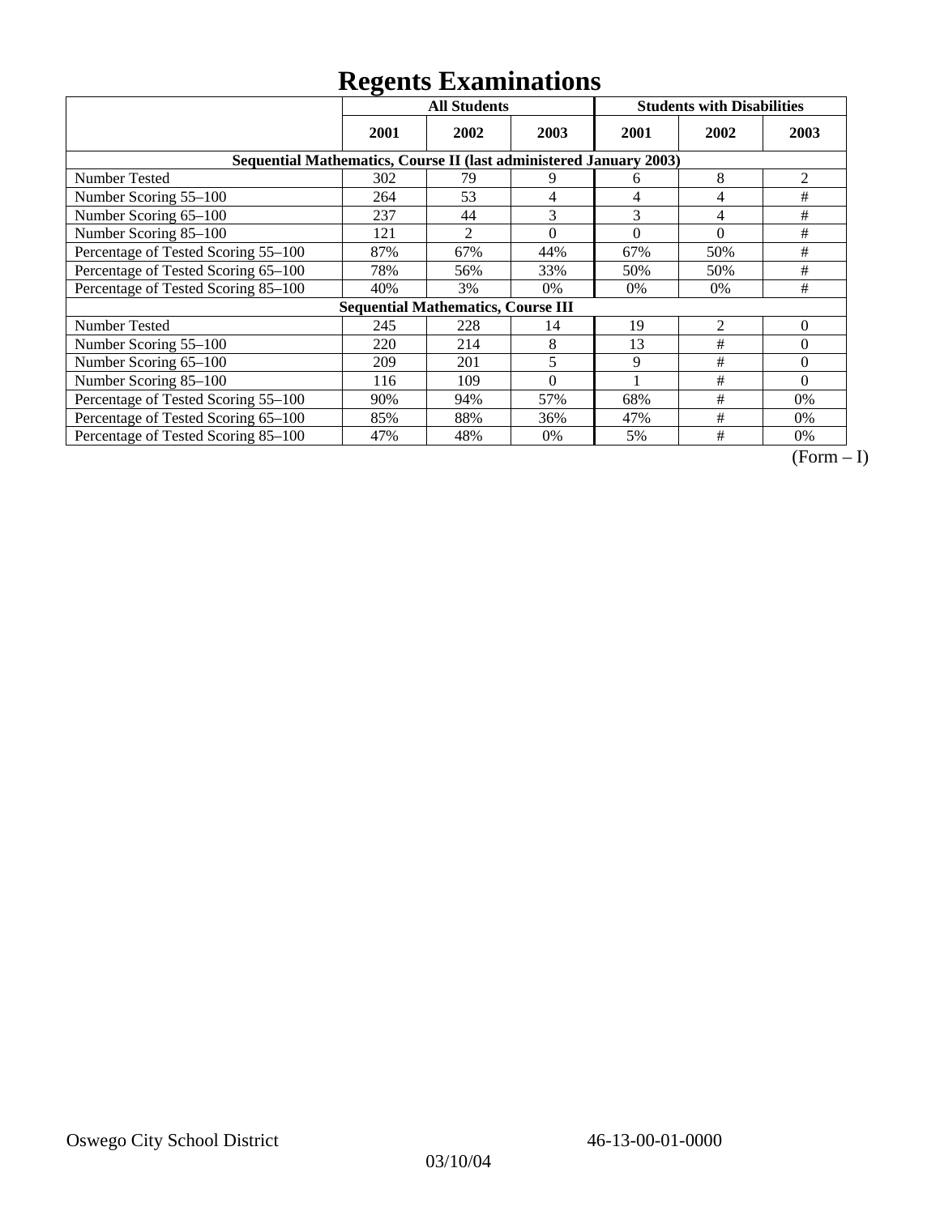# Regents Examinations

| | All Students | | | Students with Disabilities | | |
|---|---|---|---|---|---|---|
| | 2001 | 2002 | 2003 | 2001 | 2002 | 2003 |
| **Sequential Mathematics, Course II (last administered January 2003)** | | | | | | |
| Number Tested | 302 | 79 | 9 | 6 | 8 | 2 |
| Number Scoring 55–100 | 264 | 53 | 4 | 4 | 4 | # |
| Number Scoring 65–100 | 237 | 44 | 3 | 3 | 4 | # |
| Number Scoring 85–100 | 121 | 2 | 0 | 0 | 0 | # |
| Percentage of Tested Scoring 55–100 | 87% | 67% | 44% | 67% | 50% | # |
| Percentage of Tested Scoring 65–100 | 78% | 56% | 33% | 50% | 50% | # |
| Percentage of Tested Scoring 85–100 | 40% | 3% | 0% | 0% | 0% | # |
| **Sequential Mathematics, Course III** | | | | | | |
| Number Tested | 245 | 228 | 14 | 19 | 2 | 0 |
| Number Scoring 55–100 | 220 | 214 | 8 | 13 | # | 0 |
| Number Scoring 65–100 | 209 | 201 | 5 | 9 | # | 0 |
| Number Scoring 85–100 | 116 | 109 | 0 | 1 | # | 0 |
| Percentage of Tested Scoring 55–100 | 90% | 94% | 57% | 68% | # | 0% |
| Percentage of Tested Scoring 65–100 | 85% | 88% | 36% | 47% | # | 0% |
| Percentage of Tested Scoring 85–100 | 47% | 48% | 0% | 5% | # | 0% |

(Form – I)

Oswego City School District 46-13-00-01-0000

03/10/04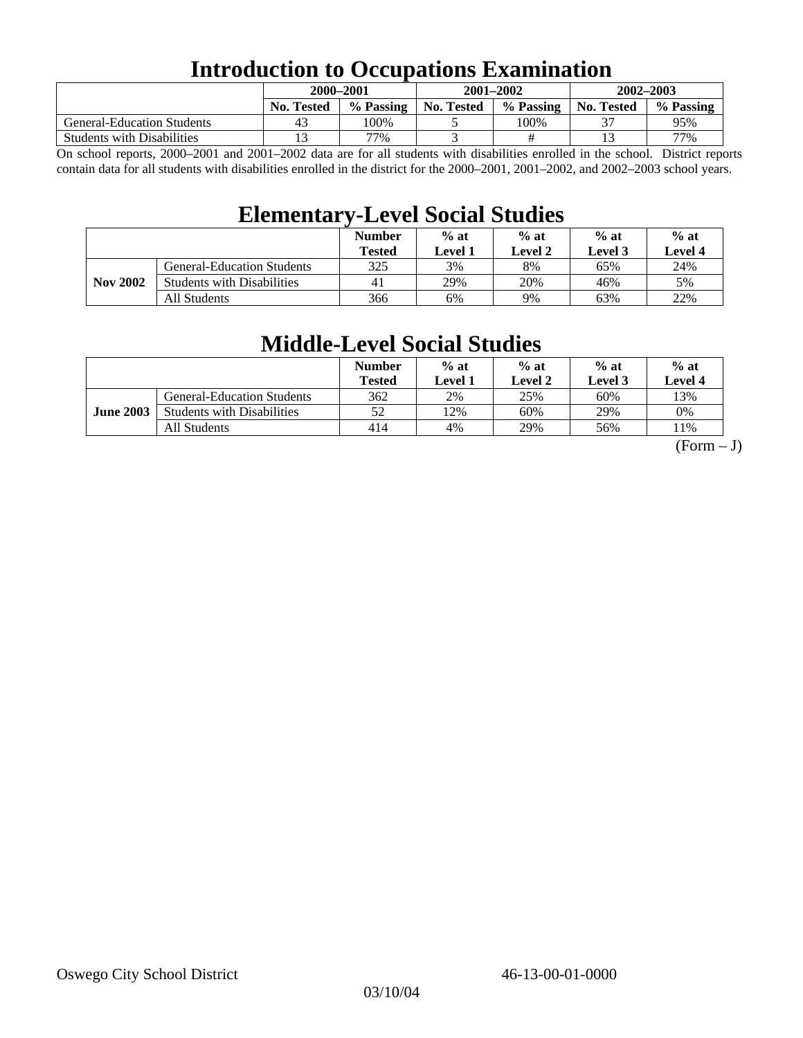# Introduction to Occupations Examination

| | 2000–2001 | | 2001–2002 | | 2002–2003 | |
|---|---|---|---|---|---|---|
| | No. Tested | % Passing | No. Tested | % Passing | No. Tested | % Passing |
| General-Education Students | 43 | 100% | 5 | 100% | 37 | 95% |
| Students with Disabilities | 13 | 77% | 3 | # | 13 | 77% |

On school reports, 2000–2001 and 2001–2002 data are for all students with disabilities enrolled in the school. District reports contain data for all students with disabilities enrolled in the district for the 2000–2001, 2001–2002, and 2002–2003 school years.

# Elementary-Level Social Studies

| | | Number Tested | % at Level 1 | % at Level 2 | % at Level 3 | % at Level 4 |
|---|---|---|---|---|---|---|
| Nov 2002 | General-Education Students | 325 | 3% | 8% | 65% | 24% |
| | Students with Disabilities | 41 | 29% | 20% | 46% | 5% |
| | All Students | 366 | 6% | 9% | 63% | 22% |

# Middle-Level Social Studies

| | | Number Tested | % at Level 1 | % at Level 2 | % at Level 3 | % at Level 4 |
|---|---|---|---|---|---|---|
| June 2003 | General-Education Students | 362 | 2% | 25% | 60% | 13% |
| | Students with Disabilities | 52 | 12% | 60% | 29% | 0% |
| | All Students | 414 | 4% | 29% | 56% | 11% |

(Form – J)

Oswego City School District 46-13-00-01-0000

03/10/04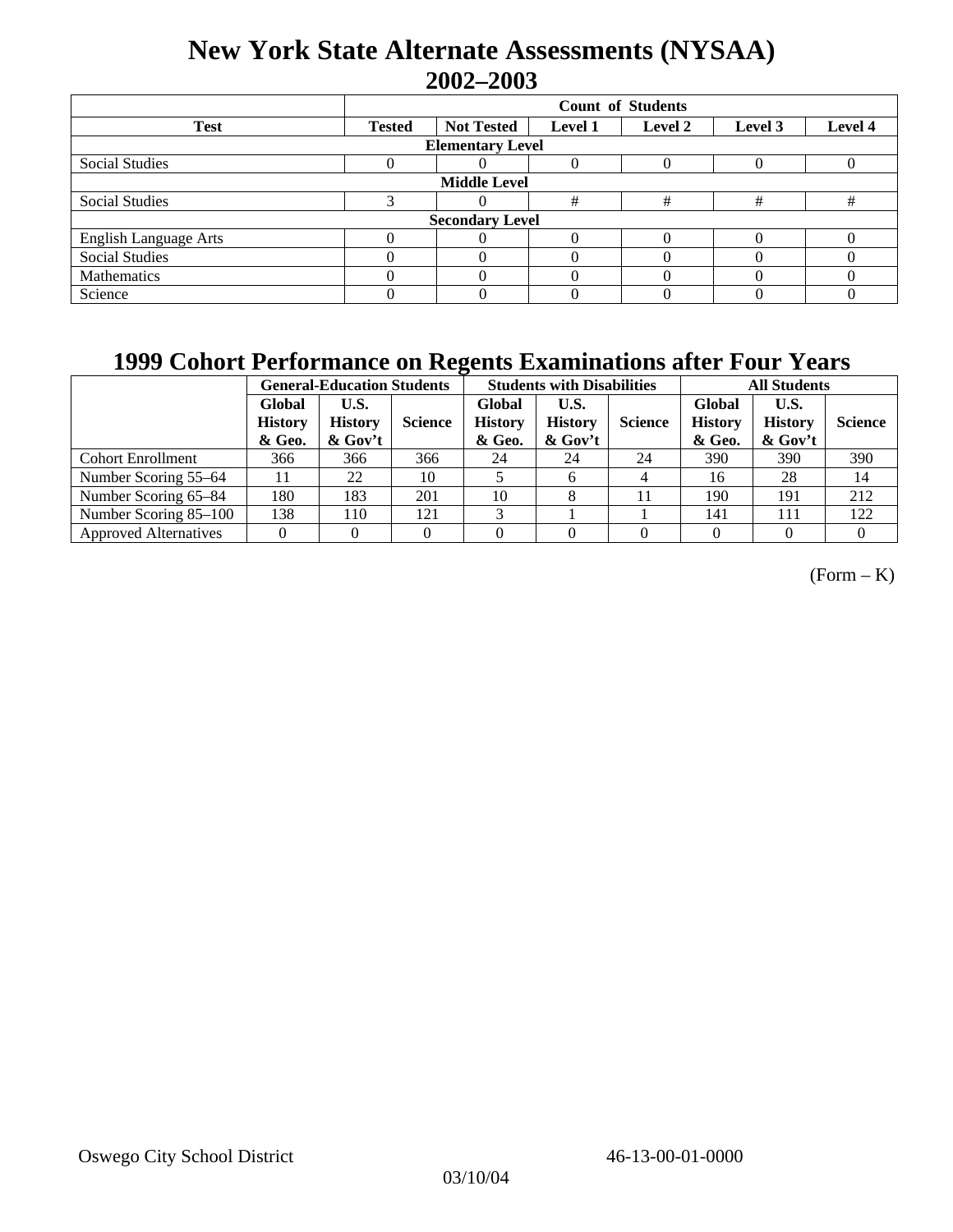# New York State Alternate Assessments (NYSAA)
## 2002–2003

| | Count of Students | | | | | |
|---|---|---|---|---|---|---|
| **Test** | **Tested** | **Not Tested** | **Level 1** | **Level 2** | **Level 3** | **Level 4** |
| **Elementary Level** | | | | | | |
| Social Studies | 0 | 0 | 0 | 0 | 0 | 0 |
| **Middle Level** | | | | | | |
| Social Studies | 3 | 0 | # | # | # | # |
| **Secondary Level** | | | | | | |
| English Language Arts | 0 | 0 | 0 | 0 | 0 | 0 |
| Social Studies | 0 | 0 | 0 | 0 | 0 | 0 |
| Mathematics | 0 | 0 | 0 | 0 | 0 | 0 |
| Science | 0 | 0 | 0 | 0 | 0 | 0 |

# 1999 Cohort Performance on Regents Examinations after Four Years

| | General-Education Students | | | Students with Disabilities | | | All Students | | |
|---|---|---|---|---|---|---|---|---|---|
| | **Global History & Geo.** | **U.S. History & Gov't** | **Science** | **Global History & Geo.** | **U.S. History & Gov't** | **Science** | **Global History & Geo.** | **U.S. History & Gov't** | **Science** |
| Cohort Enrollment | 366 | 366 | 366 | 24 | 24 | 24 | 390 | 390 | 390 |
| Number Scoring 55–64 | 11 | 22 | 10 | 5 | 6 | 4 | 16 | 28 | 14 |
| Number Scoring 65–84 | 180 | 183 | 201 | 10 | 8 | 11 | 190 | 191 | 212 |
| Number Scoring 85–100 | 138 | 110 | 121 | 3 | 1 | 1 | 141 | 111 | 122 |
| Approved Alternatives | 0 | 0 | 0 | 0 | 0 | 0 | 0 | 0 | 0 |

(Form – K)

Oswego City School District 46-13-00-01-0000

03/10/04